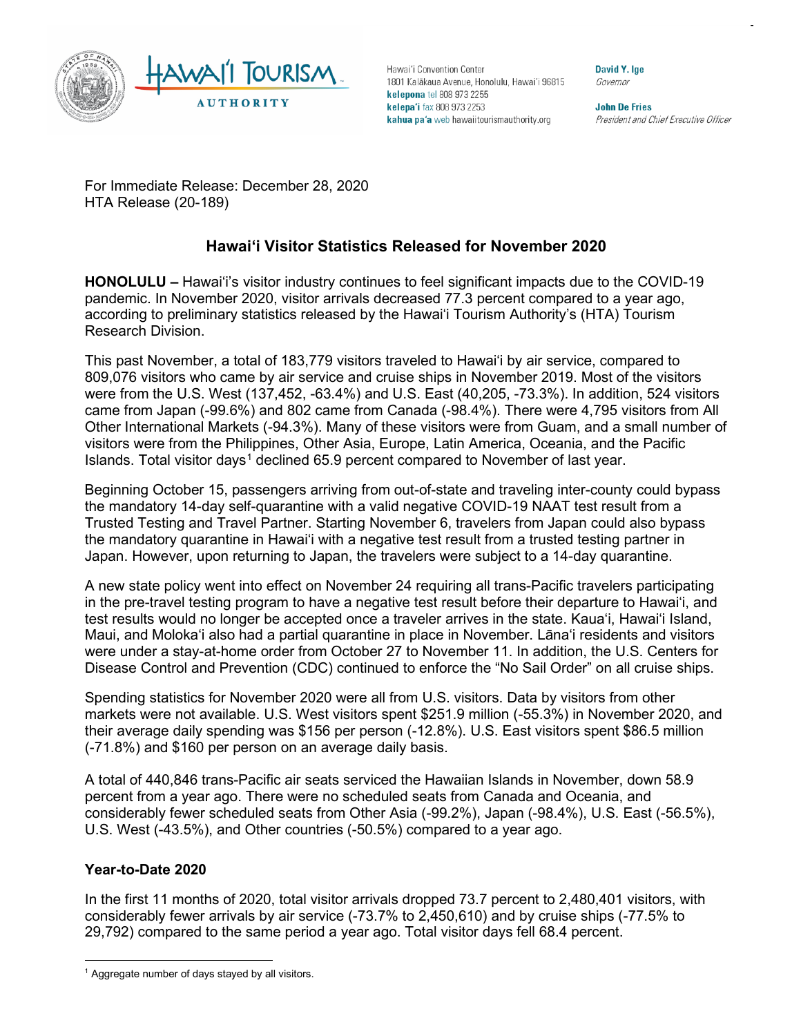Hawai'i Convention Center
1801 Kalākaua Avenue, Honolulu, Hawai'i 96815
**kelepona** tel 808 973 2255
**kelepa'i** fax 808 973 2253
**kahua pa'a** web hawaiitourismauthority.org

**David Y. Ige**
*Governor*

**John De Fries**
*President and Chief Executive Officer*

For Immediate Release: December 28, 2020
HTA Release (20-189)

## Hawai'i Visitor Statistics Released for November 2020

**HONOLULU –** Hawai'i's visitor industry continues to feel significant impacts due to the COVID-19 pandemic. In November 2020, visitor arrivals decreased 77.3 percent compared to a year ago, according to preliminary statistics released by the Hawai'i Tourism Authority's (HTA) Tourism Research Division.

This past November, a total of 183,779 visitors traveled to Hawai'i by air service, compared to 809,076 visitors who came by air service and cruise ships in November 2019. Most of the visitors were from the U.S. West (137,452, -63.4%) and U.S. East (40,205, -73.3%). In addition, 524 visitors came from Japan (-99.6%) and 802 came from Canada (-98.4%). There were 4,795 visitors from All Other International Markets (-94.3%). Many of these visitors were from Guam, and a small number of visitors were from the Philippines, Other Asia, Europe, Latin America, Oceania, and the Pacific Islands. Total visitor days[1] declined 65.9 percent compared to November of last year.

Beginning October 15, passengers arriving from out-of-state and traveling inter-county could bypass the mandatory 14-day self-quarantine with a valid negative COVID-19 NAAT test result from a Trusted Testing and Travel Partner. Starting November 6, travelers from Japan could also bypass the mandatory quarantine in Hawai'i with a negative test result from a trusted testing partner in Japan. However, upon returning to Japan, the travelers were subject to a 14-day quarantine.

A new state policy went into effect on November 24 requiring all trans-Pacific travelers participating in the pre-travel testing program to have a negative test result before their departure to Hawai'i, and test results would no longer be accepted once a traveler arrives in the state. Kaua'i, Hawai'i Island, Maui, and Moloka'i also had a partial quarantine in place in November. Lāna'i residents and visitors were under a stay-at-home order from October 27 to November 11. In addition, the U.S. Centers for Disease Control and Prevention (CDC) continued to enforce the "No Sail Order" on all cruise ships.

Spending statistics for November 2020 were all from U.S. visitors. Data by visitors from other markets were not available. U.S. West visitors spent $251.9 million (-55.3%) in November 2020, and their average daily spending was $156 per person (-12.8%). U.S. East visitors spent $86.5 million (-71.8%) and $160 per person on an average daily basis.

A total of 440,846 trans-Pacific air seats serviced the Hawaiian Islands in November, down 58.9 percent from a year ago. There were no scheduled seats from Canada and Oceania, and considerably fewer scheduled seats from Other Asia (-99.2%), Japan (-98.4%), U.S. East (-56.5%), U.S. West (-43.5%), and Other countries (-50.5%) compared to a year ago.

### Year-to-Date 2020

In the first 11 months of 2020, total visitor arrivals dropped 73.7 percent to 2,480,401 visitors, with considerably fewer arrivals by air service (-73.7% to 2,450,610) and by cruise ships (-77.5% to 29,792) compared to the same period a year ago. Total visitor days fell 68.4 percent.

[1] Aggregate number of days stayed by all visitors.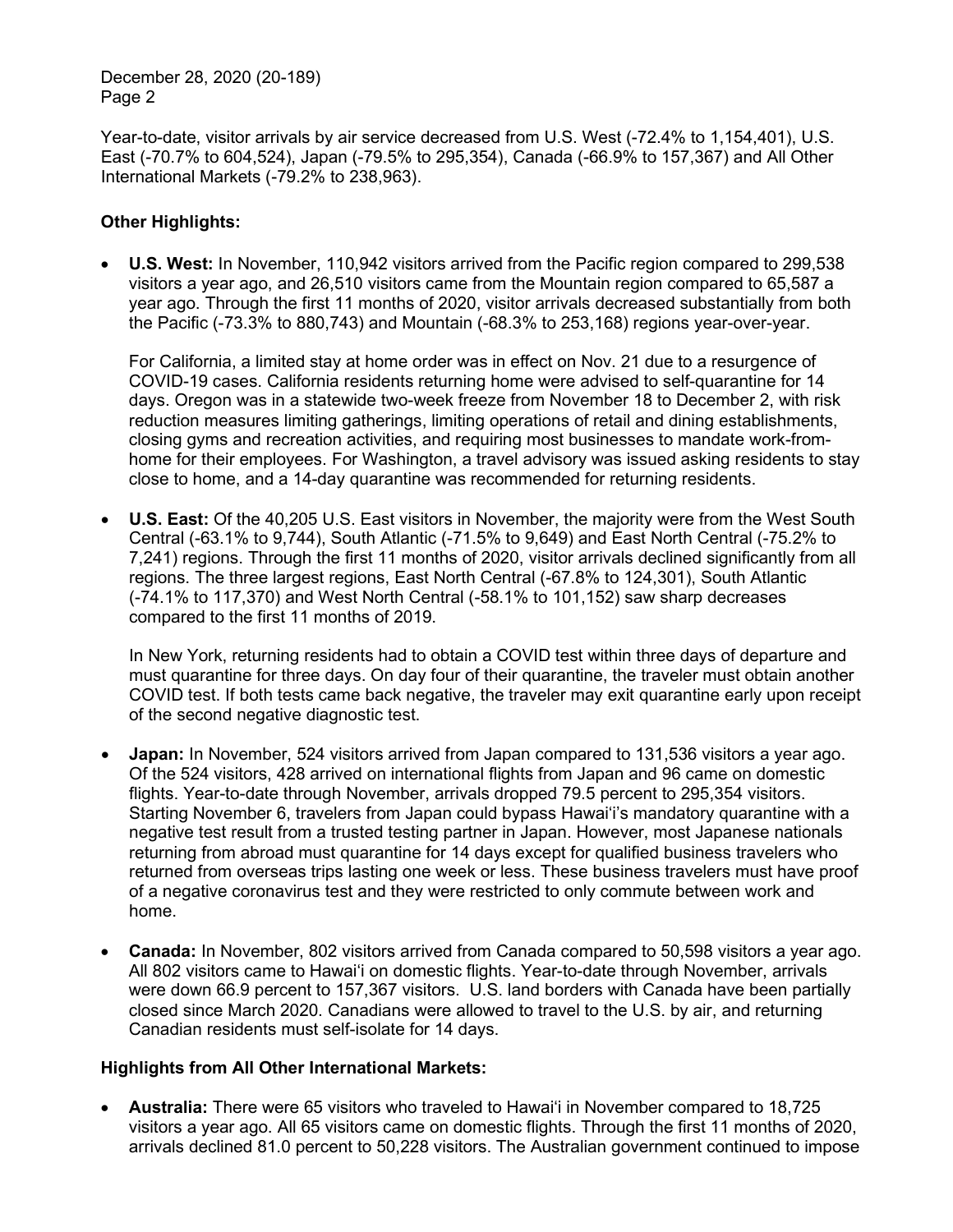Year-to-date, visitor arrivals by air service decreased from U.S. West (-72.4% to 1,154,401), U.S. East (-70.7% to 604,524), Japan (-79.5% to 295,354), Canada (-66.9% to 157,367) and All Other International Markets (-79.2% to 238,963).

**Other Highlights:**

- **U.S. West:** In November, 110,942 visitors arrived from the Pacific region compared to 299,538 visitors a year ago, and 26,510 visitors came from the Mountain region compared to 65,587 a year ago. Through the first 11 months of 2020, visitor arrivals decreased substantially from both the Pacific (-73.3% to 880,743) and Mountain (-68.3% to 253,168) regions year-over-year.

  For California, a limited stay at home order was in effect on Nov. 21 due to a resurgence of COVID-19 cases. California residents returning home were advised to self-quarantine for 14 days. Oregon was in a statewide two-week freeze from November 18 to December 2, with risk reduction measures limiting gatherings, limiting operations of retail and dining establishments, closing gyms and recreation activities, and requiring most businesses to mandate work-from-home for their employees. For Washington, a travel advisory was issued asking residents to stay close to home, and a 14-day quarantine was recommended for returning residents.

- **U.S. East:** Of the 40,205 U.S. East visitors in November, the majority were from the West South Central (-63.1% to 9,744), South Atlantic (-71.5% to 9,649) and East North Central (-75.2% to 7,241) regions. Through the first 11 months of 2020, visitor arrivals declined significantly from all regions. The three largest regions, East North Central (-67.8% to 124,301), South Atlantic (-74.1% to 117,370) and West North Central (-58.1% to 101,152) saw sharp decreases compared to the first 11 months of 2019.

  In New York, returning residents had to obtain a COVID test within three days of departure and must quarantine for three days. On day four of their quarantine, the traveler must obtain another COVID test. If both tests came back negative, the traveler may exit quarantine early upon receipt of the second negative diagnostic test.

- **Japan:** In November, 524 visitors arrived from Japan compared to 131,536 visitors a year ago. Of the 524 visitors, 428 arrived on international flights from Japan and 96 came on domestic flights. Year-to-date through November, arrivals dropped 79.5 percent to 295,354 visitors. Starting November 6, travelers from Japan could bypass Hawai'i's mandatory quarantine with a negative test result from a trusted testing partner in Japan. However, most Japanese nationals returning from abroad must quarantine for 14 days except for qualified business travelers who returned from overseas trips lasting one week or less. These business travelers must have proof of a negative coronavirus test and they were restricted to only commute between work and home.

- **Canada:** In November, 802 visitors arrived from Canada compared to 50,598 visitors a year ago. All 802 visitors came to Hawai'i on domestic flights. Year-to-date through November, arrivals were down 66.9 percent to 157,367 visitors. U.S. land borders with Canada have been partially closed since March 2020. Canadians were allowed to travel to the U.S. by air, and returning Canadian residents must self-isolate for 14 days.

**Highlights from All Other International Markets:**

- **Australia:** There were 65 visitors who traveled to Hawai'i in November compared to 18,725 visitors a year ago. All 65 visitors came on domestic flights. Through the first 11 months of 2020, arrivals declined 81.0 percent to 50,228 visitors. The Australian government continued to impose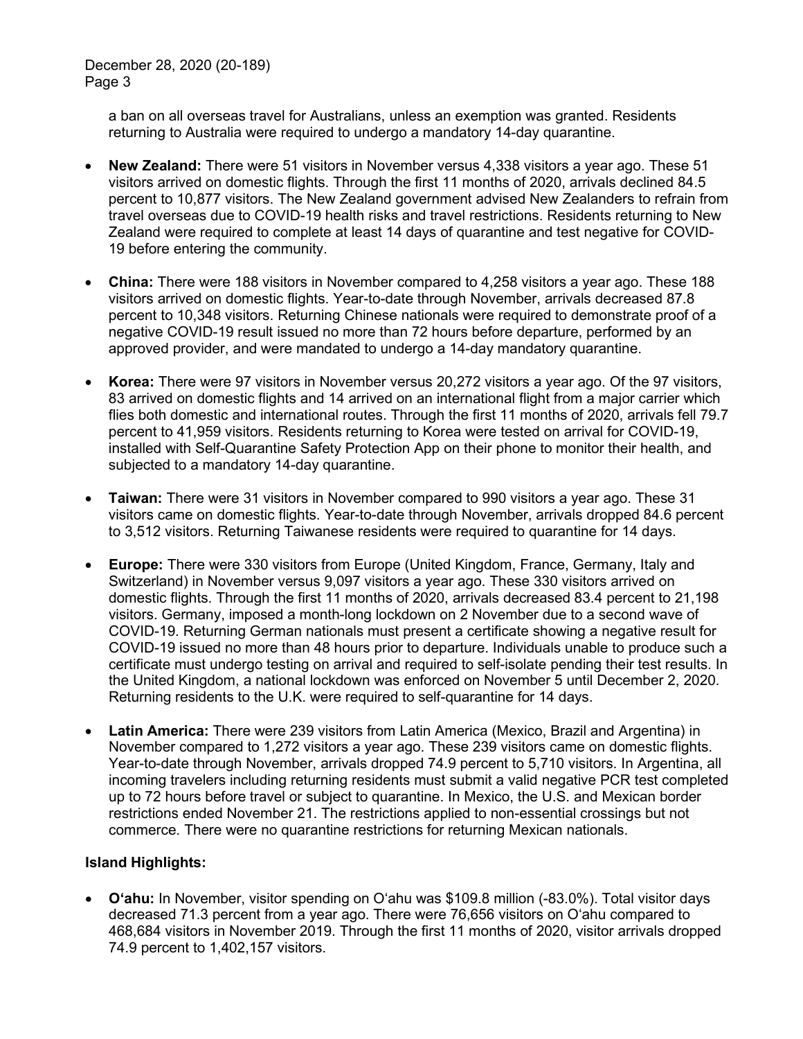a ban on all overseas travel for Australians, unless an exemption was granted. Residents returning to Australia were required to undergo a mandatory 14-day quarantine.

- **New Zealand:** There were 51 visitors in November versus 4,338 visitors a year ago. These 51 visitors arrived on domestic flights. Through the first 11 months of 2020, arrivals declined 84.5 percent to 10,877 visitors. The New Zealand government advised New Zealanders to refrain from travel overseas due to COVID-19 health risks and travel restrictions. Residents returning to New Zealand were required to complete at least 14 days of quarantine and test negative for COVID-19 before entering the community.

- **China:** There were 188 visitors in November compared to 4,258 visitors a year ago. These 188 visitors arrived on domestic flights. Year-to-date through November, arrivals decreased 87.8 percent to 10,348 visitors. Returning Chinese nationals were required to demonstrate proof of a negative COVID-19 result issued no more than 72 hours before departure, performed by an approved provider, and were mandated to undergo a 14-day mandatory quarantine.

- **Korea:** There were 97 visitors in November versus 20,272 visitors a year ago. Of the 97 visitors, 83 arrived on domestic flights and 14 arrived on an international flight from a major carrier which flies both domestic and international routes. Through the first 11 months of 2020, arrivals fell 79.7 percent to 41,959 visitors. Residents returning to Korea were tested on arrival for COVID-19, installed with Self-Quarantine Safety Protection App on their phone to monitor their health, and subjected to a mandatory 14-day quarantine.

- **Taiwan:** There were 31 visitors in November compared to 990 visitors a year ago. These 31 visitors came on domestic flights. Year-to-date through November, arrivals dropped 84.6 percent to 3,512 visitors. Returning Taiwanese residents were required to quarantine for 14 days.

- **Europe:** There were 330 visitors from Europe (United Kingdom, France, Germany, Italy and Switzerland) in November versus 9,097 visitors a year ago. These 330 visitors arrived on domestic flights. Through the first 11 months of 2020, arrivals decreased 83.4 percent to 21,198 visitors. Germany, imposed a month-long lockdown on 2 November due to a second wave of COVID-19. Returning German nationals must present a certificate showing a negative result for COVID-19 issued no more than 48 hours prior to departure. Individuals unable to produce such a certificate must undergo testing on arrival and required to self-isolate pending their test results. In the United Kingdom, a national lockdown was enforced on November 5 until December 2, 2020. Returning residents to the U.K. were required to self-quarantine for 14 days.

- **Latin America:** There were 239 visitors from Latin America (Mexico, Brazil and Argentina) in November compared to 1,272 visitors a year ago. These 239 visitors came on domestic flights. Year-to-date through November, arrivals dropped 74.9 percent to 5,710 visitors. In Argentina, all incoming travelers including returning residents must submit a valid negative PCR test completed up to 72 hours before travel or subject to quarantine. In Mexico, the U.S. and Mexican border restrictions ended November 21. The restrictions applied to non-essential crossings but not commerce. There were no quarantine restrictions for returning Mexican nationals.

**Island Highlights:**

- **O'ahu:** In November, visitor spending on O'ahu was $109.8 million (-83.0%). Total visitor days decreased 71.3 percent from a year ago. There were 76,656 visitors on O'ahu compared to 468,684 visitors in November 2019. Through the first 11 months of 2020, visitor arrivals dropped 74.9 percent to 1,402,157 visitors.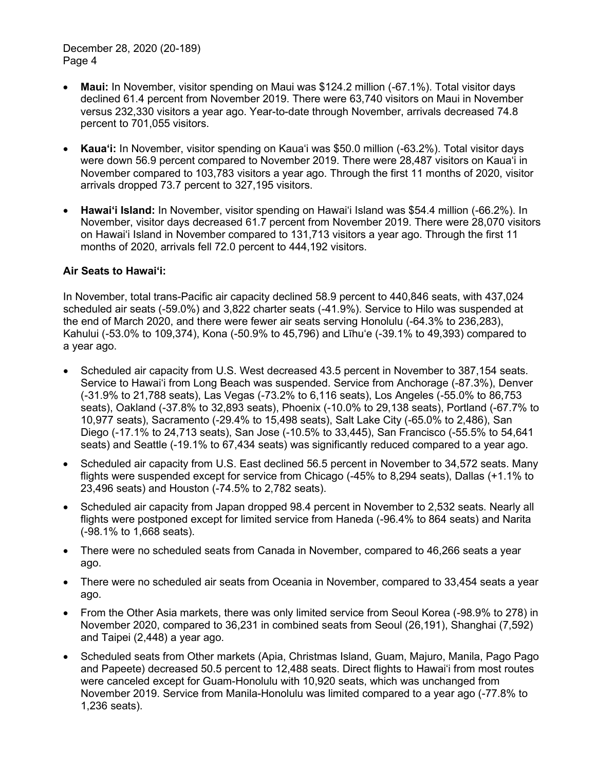- **Maui:** In November, visitor spending on Maui was $124.2 million (-67.1%). Total visitor days declined 61.4 percent from November 2019. There were 63,740 visitors on Maui in November versus 232,330 visitors a year ago. Year-to-date through November, arrivals decreased 74.8 percent to 701,055 visitors.

- **Kauaʻi:** In November, visitor spending on Kauaʻi was $50.0 million (-63.2%). Total visitor days were down 56.9 percent compared to November 2019. There were 28,487 visitors on Kauaʻi in November compared to 103,783 visitors a year ago. Through the first 11 months of 2020, visitor arrivals dropped 73.7 percent to 327,195 visitors.

- **Hawaiʻi Island:** In November, visitor spending on Hawaiʻi Island was $54.4 million (-66.2%). In November, visitor days decreased 61.7 percent from November 2019. There were 28,070 visitors on Hawaiʻi Island in November compared to 131,713 visitors a year ago. Through the first 11 months of 2020, arrivals fell 72.0 percent to 444,192 visitors.

**Air Seats to Hawaiʻi:**

In November, total trans-Pacific air capacity declined 58.9 percent to 440,846 seats, with 437,024 scheduled air seats (-59.0%) and 3,822 charter seats (-41.9%). Service to Hilo was suspended at the end of March 2020, and there were fewer air seats serving Honolulu (-64.3% to 236,283), Kahului (-53.0% to 109,374), Kona (-50.9% to 45,796) and Līhuʻe (-39.1% to 49,393) compared to a year ago.

- Scheduled air capacity from U.S. West decreased 43.5 percent in November to 387,154 seats. Service to Hawaiʻi from Long Beach was suspended. Service from Anchorage (-87.3%), Denver (-31.9% to 21,788 seats), Las Vegas (-73.2% to 6,116 seats), Los Angeles (-55.0% to 86,753 seats), Oakland (-37.8% to 32,893 seats), Phoenix (-10.0% to 29,138 seats), Portland (-67.7% to 10,977 seats), Sacramento (-29.4% to 15,498 seats), Salt Lake City (-65.0% to 2,486), San Diego (-17.1% to 24,713 seats), San Jose (-10.5% to 33,445), San Francisco (-55.5% to 54,641 seats) and Seattle (-19.1% to 67,434 seats) was significantly reduced compared to a year ago.

- Scheduled air capacity from U.S. East declined 56.5 percent in November to 34,572 seats. Many flights were suspended except for service from Chicago (-45% to 8,294 seats), Dallas (+1.1% to 23,496 seats) and Houston (-74.5% to 2,782 seats).

- Scheduled air capacity from Japan dropped 98.4 percent in November to 2,532 seats. Nearly all flights were postponed except for limited service from Haneda (-96.4% to 864 seats) and Narita (-98.1% to 1,668 seats).

- There were no scheduled seats from Canada in November, compared to 46,266 seats a year ago.

- There were no scheduled air seats from Oceania in November, compared to 33,454 seats a year ago.

- From the Other Asia markets, there was only limited service from Seoul Korea (-98.9% to 278) in November 2020, compared to 36,231 in combined seats from Seoul (26,191), Shanghai (7,592) and Taipei (2,448) a year ago.

- Scheduled seats from Other markets (Apia, Christmas Island, Guam, Majuro, Manila, Pago Pago and Papeete) decreased 50.5 percent to 12,488 seats. Direct flights to Hawaiʻi from most routes were canceled except for Guam-Honolulu with 10,920 seats, which was unchanged from November 2019. Service from Manila-Honolulu was limited compared to a year ago (-77.8% to 1,236 seats).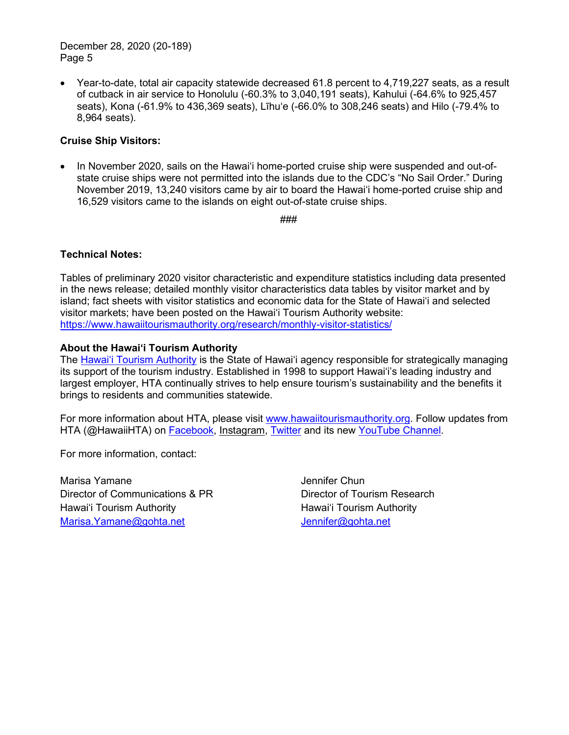- Year-to-date, total air capacity statewide decreased 61.8 percent to 4,719,227 seats, as a result of cutback in air service to Honolulu (-60.3% to 3,040,191 seats), Kahului (-64.6% to 925,457 seats), Kona (-61.9% to 436,369 seats), Līhu'e (-66.0% to 308,246 seats) and Hilo (-79.4% to 8,964 seats).

**Cruise Ship Visitors:**

- In November 2020, sails on the Hawai'i home-ported cruise ship were suspended and out-of-state cruise ships were not permitted into the islands due to the CDC's "No Sail Order." During November 2019, 13,240 visitors came by air to board the Hawai'i home-ported cruise ship and 16,529 visitors came to the islands on eight out-of-state cruise ships.

###

**Technical Notes:**

Tables of preliminary 2020 visitor characteristic and expenditure statistics including data presented in the news release; detailed monthly visitor characteristics data tables by visitor market and by island; fact sheets with visitor statistics and economic data for the State of Hawai'i and selected visitor markets; have been posted on the Hawai'i Tourism Authority website: https://www.hawaiitourismauthority.org/research/monthly-visitor-statistics/

**About the Hawai'i Tourism Authority**

The Hawai'i Tourism Authority is the State of Hawai'i agency responsible for strategically managing its support of the tourism industry. Established in 1998 to support Hawai'i's leading industry and largest employer, HTA continually strives to help ensure tourism's sustainability and the benefits it brings to residents and communities statewide.

For more information about HTA, please visit www.hawaiitourismauthority.org. Follow updates from HTA (@HawaiiHTA) on Facebook, Instagram, Twitter and its new YouTube Channel.

For more information, contact:

Marisa Yamane
Director of Communications & PR
Hawai'i Tourism Authority
Marisa.Yamane@gohta.net

Jennifer Chun
Director of Tourism Research
Hawai'i Tourism Authority
Jennifer@gohta.net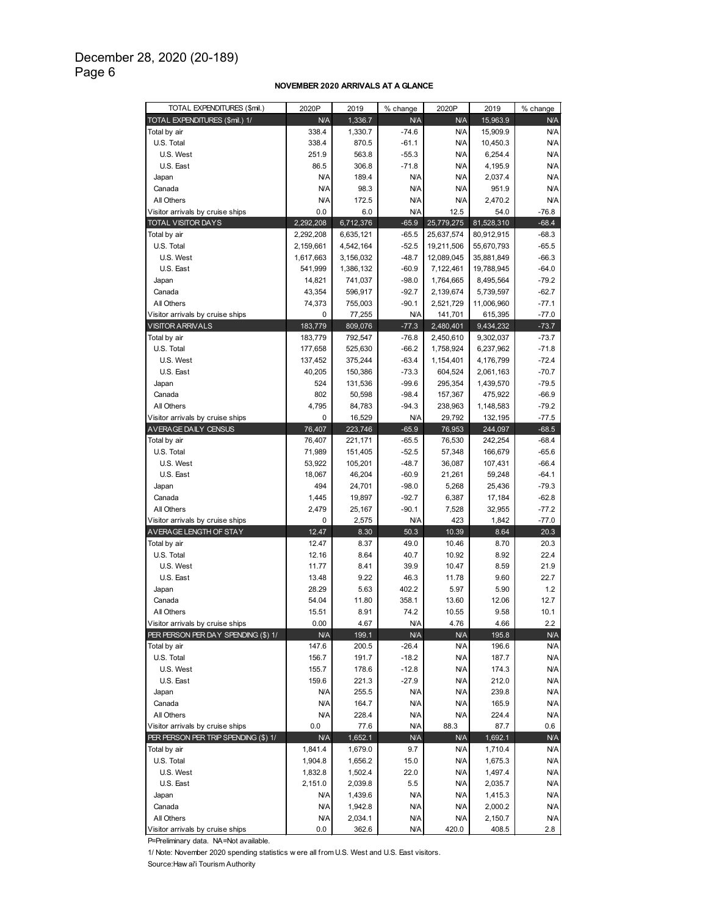December 28, 2020 (20-189)

**NOVEMBER 2020 ARRIVALS AT A GLANCE**

| TOTAL EXPENDITURES ($mil.) | 2020P | 2019 | % change | 2020P | 2019 | % change |
|---|---|---|---|---|---|---|
| TOTAL EXPENDITURES ($mil.) 1/ | N/A | 1,336.7 | N/A | N/A | 15,963.9 | N/A |
| Total by air | 338.4 | 1,330.7 | -74.6 | N/A | 15,909.9 | N/A |
| U.S. Total | 338.4 | 870.5 | -61.1 | N/A | 10,450.3 | N/A |
| U.S. West | 251.9 | 563.8 | -55.3 | N/A | 6,254.4 | N/A |
| U.S. East | 86.5 | 306.8 | -71.8 | N/A | 4,195.9 | N/A |
| Japan | N/A | 189.4 | N/A | N/A | 2,037.4 | N/A |
| Canada | N/A | 98.3 | N/A | N/A | 951.9 | N/A |
| All Others | N/A | 172.5 | N/A | N/A | 2,470.2 | N/A |
| Visitor arrivals by cruise ships | 0.0 | 6.0 | N/A | 12.5 | 54.0 | -76.8 |
| TOTAL VISITOR DAYS | 2,292,208 | 6,712,376 | -65.9 | 25,779,275 | 81,528,310 | -68.4 |
| Total by air | 2,292,208 | 6,635,121 | -65.5 | 25,637,574 | 80,912,915 | -68.3 |
| U.S. Total | 2,159,661 | 4,542,164 | -52.5 | 19,211,506 | 55,670,793 | -65.5 |
| U.S. West | 1,617,663 | 3,156,032 | -48.7 | 12,089,045 | 35,881,849 | -66.3 |
| U.S. East | 541,999 | 1,386,132 | -60.9 | 7,122,461 | 19,788,945 | -64.0 |
| Japan | 14,821 | 741,037 | -98.0 | 1,764,665 | 8,495,564 | -79.2 |
| Canada | 43,354 | 596,917 | -92.7 | 2,139,674 | 5,739,597 | -62.7 |
| All Others | 74,373 | 755,003 | -90.1 | 2,521,729 | 11,006,960 | -77.1 |
| Visitor arrivals by cruise ships | 0 | 77,255 | N/A | 141,701 | 615,395 | -77.0 |
| VISITOR ARRIVALS | 183,779 | 809,076 | -77.3 | 2,480,401 | 9,434,232 | -73.7 |
| Total by air | 183,779 | 792,547 | -76.8 | 2,450,610 | 9,302,037 | -73.7 |
| U.S. Total | 177,658 | 525,630 | -66.2 | 1,758,924 | 6,237,962 | -71.8 |
| U.S. West | 137,452 | 375,244 | -63.4 | 1,154,401 | 4,176,799 | -72.4 |
| U.S. East | 40,205 | 150,386 | -73.3 | 604,524 | 2,061,163 | -70.7 |
| Japan | 524 | 131,536 | -99.6 | 295,354 | 1,439,570 | -79.5 |
| Canada | 802 | 50,598 | -98.4 | 157,367 | 475,922 | -66.9 |
| All Others | 4,795 | 84,783 | -94.3 | 238,963 | 1,148,583 | -79.2 |
| Visitor arrivals by cruise ships | 0 | 16,529 | N/A | 29,792 | 132,195 | -77.5 |
| AVERAGE DAILY CENSUS | 76,407 | 223,746 | -65.9 | 76,953 | 244,097 | -68.5 |
| Total by air | 76,407 | 221,171 | -65.5 | 76,530 | 242,254 | -68.4 |
| U.S. Total | 71,989 | 151,405 | -52.5 | 57,348 | 166,679 | -65.6 |
| U.S. West | 53,922 | 105,201 | -48.7 | 36,087 | 107,431 | -66.4 |
| U.S. East | 18,067 | 46,204 | -60.9 | 21,261 | 59,248 | -64.1 |
| Japan | 494 | 24,701 | -98.0 | 5,268 | 25,436 | -79.3 |
| Canada | 1,445 | 19,897 | -92.7 | 6,387 | 17,184 | -62.8 |
| All Others | 2,479 | 25,167 | -90.1 | 7,528 | 32,955 | -77.2 |
| Visitor arrivals by cruise ships | 0 | 2,575 | N/A | 423 | 1,842 | -77.0 |
| AVERAGE LENGTH OF STAY | 12.47 | 8.30 | 50.3 | 10.39 | 8.64 | 20.3 |
| Total by air | 12.47 | 8.37 | 49.0 | 10.46 | 8.70 | 20.3 |
| U.S. Total | 12.16 | 8.64 | 40.7 | 10.92 | 8.92 | 22.4 |
| U.S. West | 11.77 | 8.41 | 39.9 | 10.47 | 8.59 | 21.9 |
| U.S. East | 13.48 | 9.22 | 46.3 | 11.78 | 9.60 | 22.7 |
| Japan | 28.29 | 5.63 | 402.2 | 5.97 | 5.90 | 1.2 |
| Canada | 54.04 | 11.80 | 358.1 | 13.60 | 12.06 | 12.7 |
| All Others | 15.51 | 8.91 | 74.2 | 10.55 | 9.58 | 10.1 |
| Visitor arrivals by cruise ships | 0.00 | 4.67 | N/A | 4.76 | 4.66 | 2.2 |
| PER PERSON PER DAY SPENDING ($) 1/ | N/A | 199.1 | N/A | N/A | 195.8 | N/A |
| Total by air | 147.6 | 200.5 | -26.4 | N/A | 196.6 | N/A |
| U.S. Total | 156.7 | 191.7 | -18.2 | N/A | 187.7 | N/A |
| U.S. West | 155.7 | 178.6 | -12.8 | N/A | 174.3 | N/A |
| U.S. East | 159.6 | 221.3 | -27.9 | N/A | 212.0 | N/A |
| Japan | N/A | 255.5 | N/A | N/A | 239.8 | N/A |
| Canada | N/A | 164.7 | N/A | N/A | 165.9 | N/A |
| All Others | N/A | 228.4 | N/A | N/A | 224.4 | N/A |
| Visitor arrivals by cruise ships | 0.0 | 77.6 | N/A | 88.3 | 87.7 | 0.6 |
| PER PERSON PER TRIP SPENDING ($) 1/ | N/A | 1,652.1 | N/A | N/A | 1,692.1 | N/A |
| Total by air | 1,841.4 | 1,679.0 | 9.7 | N/A | 1,710.4 | N/A |
| U.S. Total | 1,904.8 | 1,656.2 | 15.0 | N/A | 1,675.3 | N/A |
| U.S. West | 1,832.8 | 1,502.4 | 22.0 | N/A | 1,497.4 | N/A |
| U.S. East | 2,151.0 | 2,039.8 | 5.5 | N/A | 2,035.7 | N/A |
| Japan | N/A | 1,439.6 | N/A | N/A | 1,415.3 | N/A |
| Canada | N/A | 1,942.8 | N/A | N/A | 2,000.2 | N/A |
| All Others | N/A | 2,034.1 | N/A | N/A | 2,150.7 | N/A |
| Visitor arrivals by cruise ships | 0.0 | 362.6 | N/A | 420.0 | 408.5 | 2.8 |

P=Preliminary data. NA=Not available.

1/ Note: November 2020 spending statistics were all from U.S. West and U.S. East visitors.

Source: Hawai'i Tourism Authority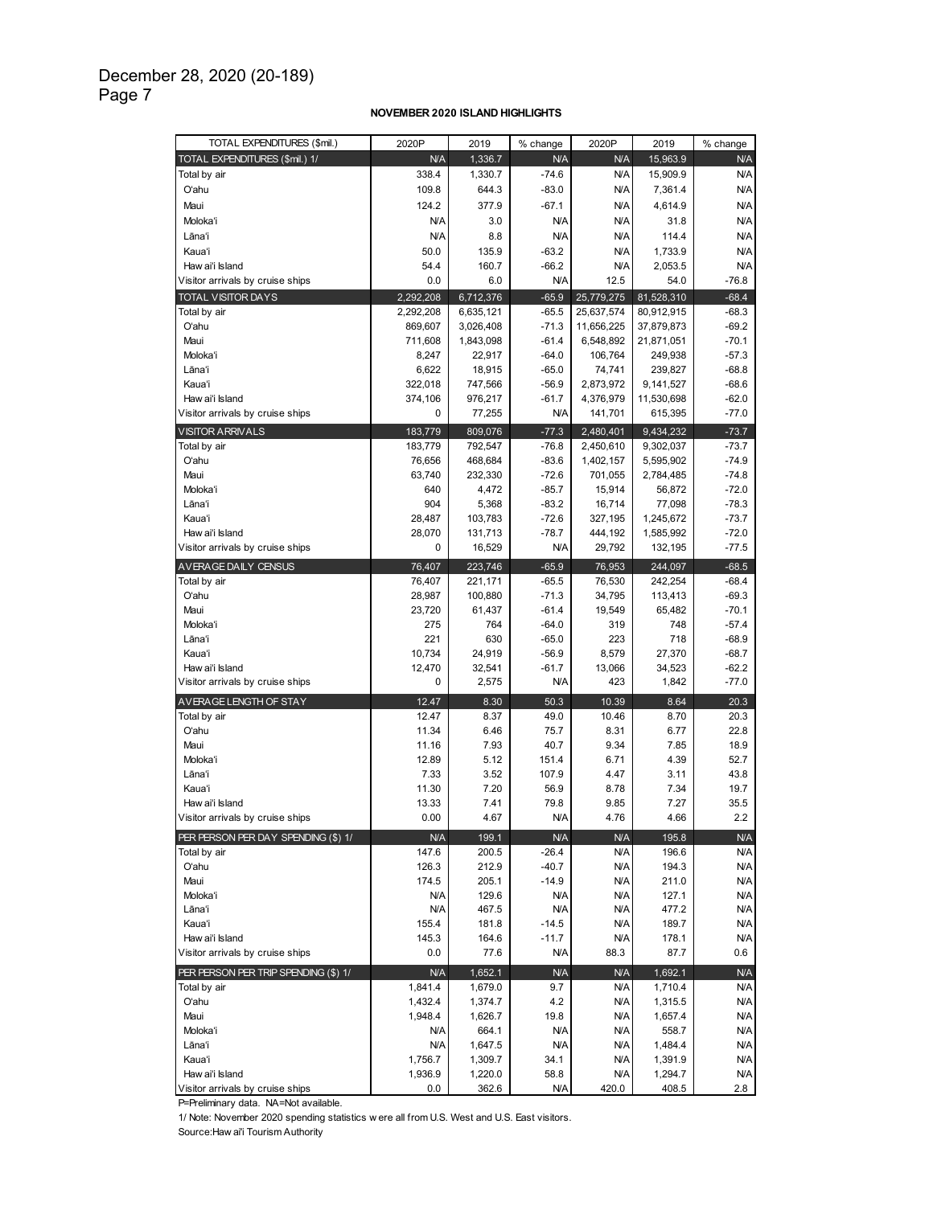December 28, 2020 (20-189)

### NOVEMBER 2020 ISLAND HIGHLIGHTS

| TOTAL EXPENDITURES ($mil.) | 2020P | 2019 | % change | 2020P | 2019 | % change |
|---|---|---|---|---|---|---|
| **TOTAL EXPENDITURES ($mil.) 1/** | N/A | 1,336.7 | N/A | N/A | 15,963.9 | N/A |
| Total by air | 338.4 | 1,330.7 | -74.6 | N/A | 15,909.9 | N/A |
| O'ahu | 109.8 | 644.3 | -83.0 | N/A | 7,361.4 | N/A |
| Maui | 124.2 | 377.9 | -67.1 | N/A | 4,614.9 | N/A |
| Moloka'i | N/A | 3.0 | N/A | N/A | 31.8 | N/A |
| Lāna'i | N/A | 8.8 | N/A | N/A | 114.4 | N/A |
| Kaua'i | 50.0 | 135.9 | -63.2 | N/A | 1,733.9 | N/A |
| Hawai'i Island | 54.4 | 160.7 | -66.2 | N/A | 2,053.5 | N/A |
| Visitor arrivals by cruise ships | 0.0 | 6.0 | N/A | 12.5 | 54.0 | -76.8 |
| **TOTAL VISITOR DAYS** | 2,292,208 | 6,712,376 | -65.9 | 25,779,275 | 81,528,310 | -68.4 |
| Total by air | 2,292,208 | 6,635,121 | -65.5 | 25,637,574 | 80,912,915 | -68.3 |
| O'ahu | 869,607 | 3,026,408 | -71.3 | 11,656,225 | 37,879,873 | -69.2 |
| Maui | 711,608 | 1,843,098 | -61.4 | 6,548,892 | 21,871,051 | -70.1 |
| Moloka'i | 8,247 | 22,917 | -64.0 | 106,764 | 249,938 | -57.3 |
| Lāna'i | 6,622 | 18,915 | -65.0 | 74,741 | 239,827 | -68.8 |
| Kaua'i | 322,018 | 747,566 | -56.9 | 2,873,972 | 9,141,527 | -68.6 |
| Hawai'i Island | 374,106 | 976,217 | -61.7 | 4,376,979 | 11,530,698 | -62.0 |
| Visitor arrivals by cruise ships | 0 | 77,255 | N/A | 141,701 | 615,395 | -77.0 |
| **VISITOR ARRIVALS** | 183,779 | 809,076 | -77.3 | 2,480,401 | 9,434,232 | -73.7 |
| Total by air | 183,779 | 792,547 | -76.8 | 2,450,610 | 9,302,037 | -73.7 |
| O'ahu | 76,656 | 468,684 | -83.6 | 1,402,157 | 5,595,902 | -74.9 |
| Maui | 63,740 | 232,330 | -72.6 | 701,055 | 2,784,485 | -74.8 |
| Moloka'i | 640 | 4,472 | -85.7 | 15,914 | 56,872 | -72.0 |
| Lāna'i | 904 | 5,368 | -83.2 | 16,714 | 77,098 | -78.3 |
| Kaua'i | 28,487 | 103,783 | -72.6 | 327,195 | 1,245,672 | -73.7 |
| Hawai'i Island | 28,070 | 131,713 | -78.7 | 444,192 | 1,585,992 | -72.0 |
| Visitor arrivals by cruise ships | 0 | 16,529 | N/A | 29,792 | 132,195 | -77.5 |
| **AVERAGE DAILY CENSUS** | 76,407 | 223,746 | -65.9 | 76,953 | 244,097 | -68.5 |
| Total by air | 76,407 | 221,171 | -65.5 | 76,530 | 242,254 | -68.4 |
| O'ahu | 28,987 | 100,880 | -71.3 | 34,795 | 113,413 | -69.3 |
| Maui | 23,720 | 61,437 | -61.4 | 19,549 | 65,482 | -70.1 |
| Moloka'i | 275 | 764 | -64.0 | 319 | 748 | -57.4 |
| Lāna'i | 221 | 630 | -65.0 | 223 | 718 | -68.9 |
| Kaua'i | 10,734 | 24,919 | -56.9 | 8,579 | 27,370 | -68.7 |
| Hawai'i Island | 12,470 | 32,541 | -61.7 | 13,066 | 34,523 | -62.2 |
| Visitor arrivals by cruise ships | 0 | 2,575 | N/A | 423 | 1,842 | -77.0 |
| **AVERAGE LENGTH OF STAY** | 12.47 | 8.30 | 50.3 | 10.39 | 8.64 | 20.3 |
| Total by air | 12.47 | 8.37 | 49.0 | 10.46 | 8.70 | 20.3 |
| O'ahu | 11.34 | 6.46 | 75.7 | 8.31 | 6.77 | 22.8 |
| Maui | 11.16 | 7.93 | 40.7 | 9.34 | 7.85 | 18.9 |
| Moloka'i | 12.89 | 5.12 | 151.4 | 6.71 | 4.39 | 52.7 |
| Lāna'i | 7.33 | 3.52 | 107.9 | 4.47 | 3.11 | 43.8 |
| Kaua'i | 11.30 | 7.20 | 56.9 | 8.78 | 7.34 | 19.7 |
| Hawai'i Island | 13.33 | 7.41 | 79.8 | 9.85 | 7.27 | 35.5 |
| Visitor arrivals by cruise ships | 0.00 | 4.67 | N/A | 4.76 | 4.66 | 2.2 |
| **PER PERSON PER DAY SPENDING ($) 1/** | N/A | 199.1 | N/A | N/A | 195.8 | N/A |
| Total by air | 147.6 | 200.5 | -26.4 | N/A | 196.6 | N/A |
| O'ahu | 126.3 | 212.9 | -40.7 | N/A | 194.3 | N/A |
| Maui | 174.5 | 205.1 | -14.9 | N/A | 211.0 | N/A |
| Moloka'i | N/A | 129.6 | N/A | N/A | 127.1 | N/A |
| Lāna'i | N/A | 467.5 | N/A | N/A | 477.2 | N/A |
| Kaua'i | 155.4 | 181.8 | -14.5 | N/A | 189.7 | N/A |
| Hawai'i Island | 145.3 | 164.6 | -11.7 | N/A | 178.1 | N/A |
| Visitor arrivals by cruise ships | 0.0 | 77.6 | N/A | 88.3 | 87.7 | 0.6 |
| **PER PERSON PER TRIP SPENDING ($) 1/** | N/A | 1,652.1 | N/A | N/A | 1,692.1 | N/A |
| Total by air | 1,841.4 | 1,679.0 | 9.7 | N/A | 1,710.4 | N/A |
| O'ahu | 1,432.4 | 1,374.7 | 4.2 | N/A | 1,315.5 | N/A |
| Maui | 1,948.4 | 1,626.7 | 19.8 | N/A | 1,657.4 | N/A |
| Moloka'i | N/A | 664.1 | N/A | N/A | 558.7 | N/A |
| Lāna'i | N/A | 1,647.5 | N/A | N/A | 1,484.4 | N/A |
| Kaua'i | 1,756.7 | 1,309.7 | 34.1 | N/A | 1,391.9 | N/A |
| Hawai'i Island | 1,936.9 | 1,220.0 | 58.8 | N/A | 1,294.7 | N/A |
| Visitor arrivals by cruise ships | 0.0 | 362.6 | N/A | 420.0 | 408.5 | 2.8 |

P=Preliminary data. NA=Not available.

1/ Note: November 2020 spending statistics were all from U.S. West and U.S. East visitors.

Source: Hawai'i Tourism Authority